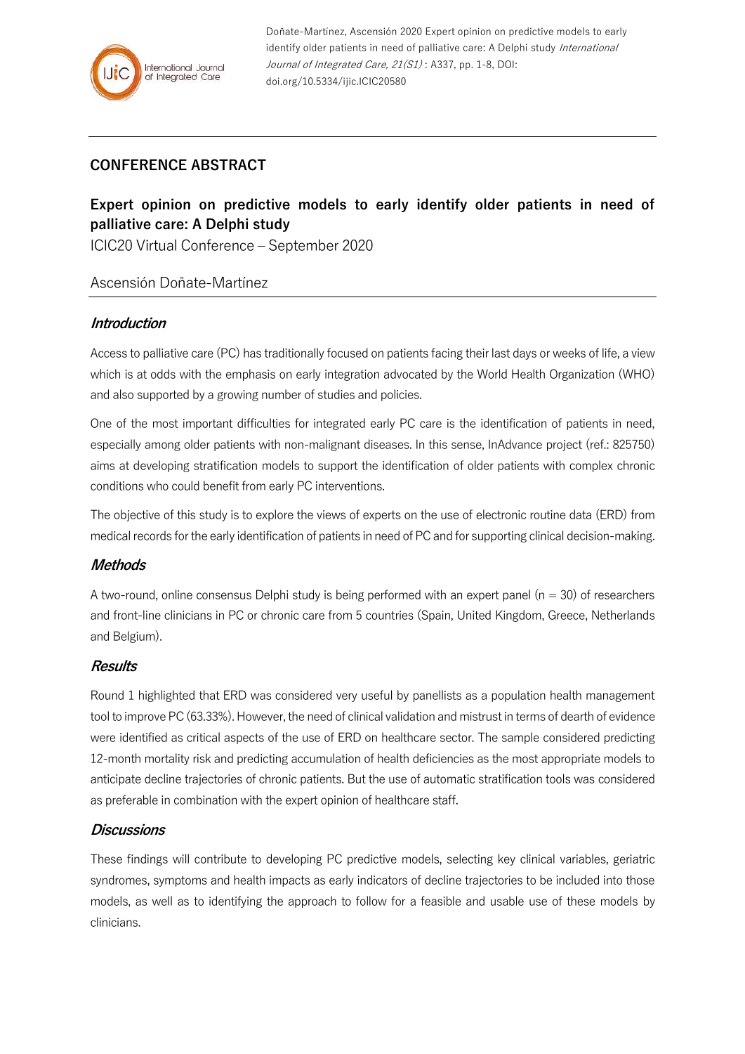## CONFERENCE ABSTRACT

# Expert opinion on predictive models to early identify older patients in need of palliative care: A Delphi study

ICIC20 Virtual Conference – September 2020

Ascensión Doñate-Martínez

### *Introduction*

Access to palliative care (PC) has traditionally focused on patients facing their last days or weeks of life, a view which is at odds with the emphasis on early integration advocated by the World Health Organization (WHO) and also supported by a growing number of studies and policies.

One of the most important difficulties for integrated early PC care is the identification of patients in need, especially among older patients with non-malignant diseases. In this sense, InAdvance project (ref.: 825750) aims at developing stratification models to support the identification of older patients with complex chronic conditions who could benefit from early PC interventions.

The objective of this study is to explore the views of experts on the use of electronic routine data (ERD) from medical records for the early identification of patients in need of PC and for supporting clinical decision-making.

### *Methods*

A two-round, online consensus Delphi study is being performed with an expert panel (n = 30) of researchers and front-line clinicians in PC or chronic care from 5 countries (Spain, United Kingdom, Greece, Netherlands and Belgium).

### *Results*

Round 1 highlighted that ERD was considered very useful by panellists as a population health management tool to improve PC (63.33%). However, the need of clinical validation and mistrust in terms of dearth of evidence were identified as critical aspects of the use of ERD on healthcare sector. The sample considered predicting 12-month mortality risk and predicting accumulation of health deficiencies as the most appropriate models to anticipate decline trajectories of chronic patients. But the use of automatic stratification tools was considered as preferable in combination with the expert opinion of healthcare staff.

### *Discussions*

These findings will contribute to developing PC predictive models, selecting key clinical variables, geriatric syndromes, symptoms and health impacts as early indicators of decline trajectories to be included into those models, as well as to identifying the approach to follow for a feasible and usable use of these models by clinicians.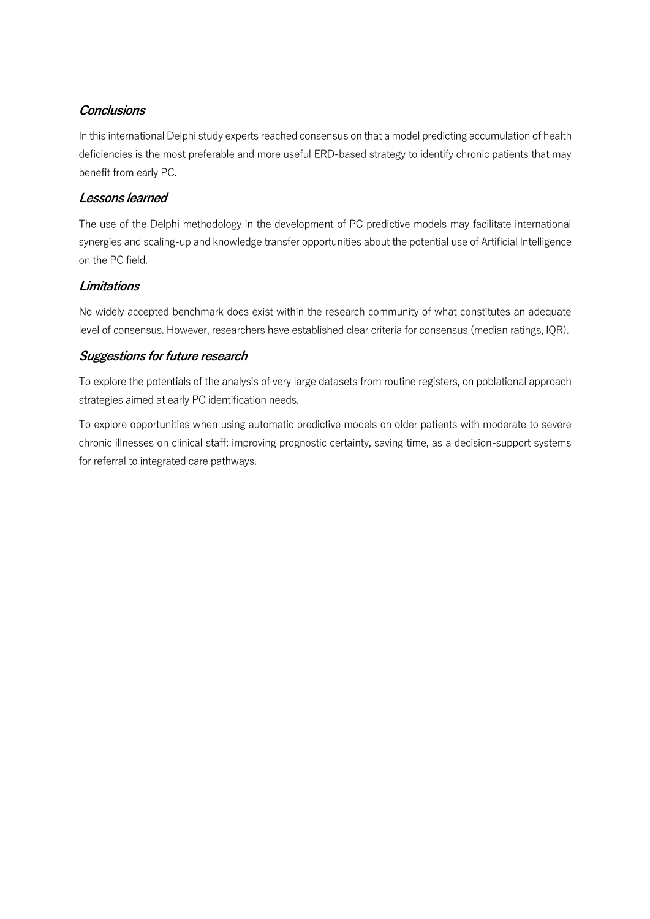### *Conclusions*

In this international Delphi study experts reached consensus on that a model predicting accumulation of health deficiencies is the most preferable and more useful ERD-based strategy to identify chronic patients that may benefit from early PC.

### *Lessons learned*

The use of the Delphi methodology in the development of PC predictive models may facilitate international synergies and scaling-up and knowledge transfer opportunities about the potential use of Artificial Intelligence on the PC field.

### *Limitations*

No widely accepted benchmark does exist within the research community of what constitutes an adequate level of consensus. However, researchers have established clear criteria for consensus (median ratings, IQR).

### *Suggestions for future research*

To explore the potentials of the analysis of very large datasets from routine registers, on poblational approach strategies aimed at early PC identification needs.

To explore opportunities when using automatic predictive models on older patients with moderate to severe chronic illnesses on clinical staff: improving prognostic certainty, saving time, as a decision-support systems for referral to integrated care pathways.